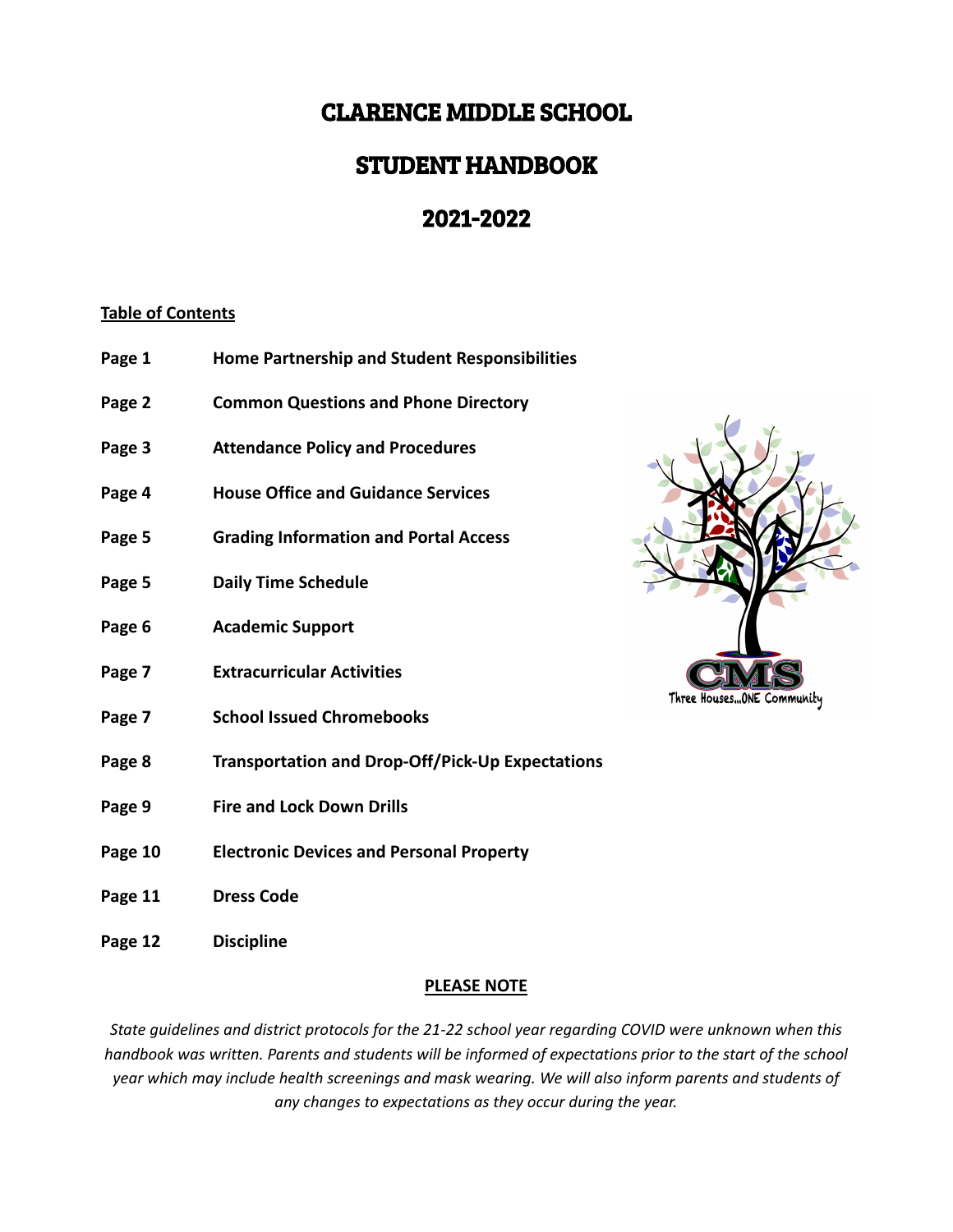# CLARENCE MIDDLE SCHOOL

# STUDENT HANDBOOK

# 2021-2022

**Table of Contents**

| | |
|---|---|
| **Page 1** | **Home Partnership and Student Responsibilities** |
| **Page 2** | **Common Questions and Phone Directory** |
| **Page 3** | **Attendance Policy and Procedures** |
| **Page 4** | **House Office and Guidance Services** |
| **Page 5** | **Grading Information and Portal Access** |
| **Page 5** | **Daily Time Schedule** |
| **Page 6** | **Academic Support** |
| **Page 7** | **Extracurricular Activities** |
| **Page 7** | **School Issued Chromebooks** |
| **Page 8** | **Transportation and Drop-Off/Pick-Up Expectations** |
| **Page 9** | **Fire and Lock Down Drills** |
| **Page 10** | **Electronic Devices and Personal Property** |
| **Page 11** | **Dress Code** |
| **Page 12** | **Discipline** |

CMS

Three Houses...ONE Community

**PLEASE NOTE**

*State guidelines and district protocols for the 21-22 school year regarding COVID were unknown when this handbook was written. Parents and students will be informed of expectations prior to the start of the school year which may include health screenings and mask wearing. We will also inform parents and students of any changes to expectations as they occur during the year.*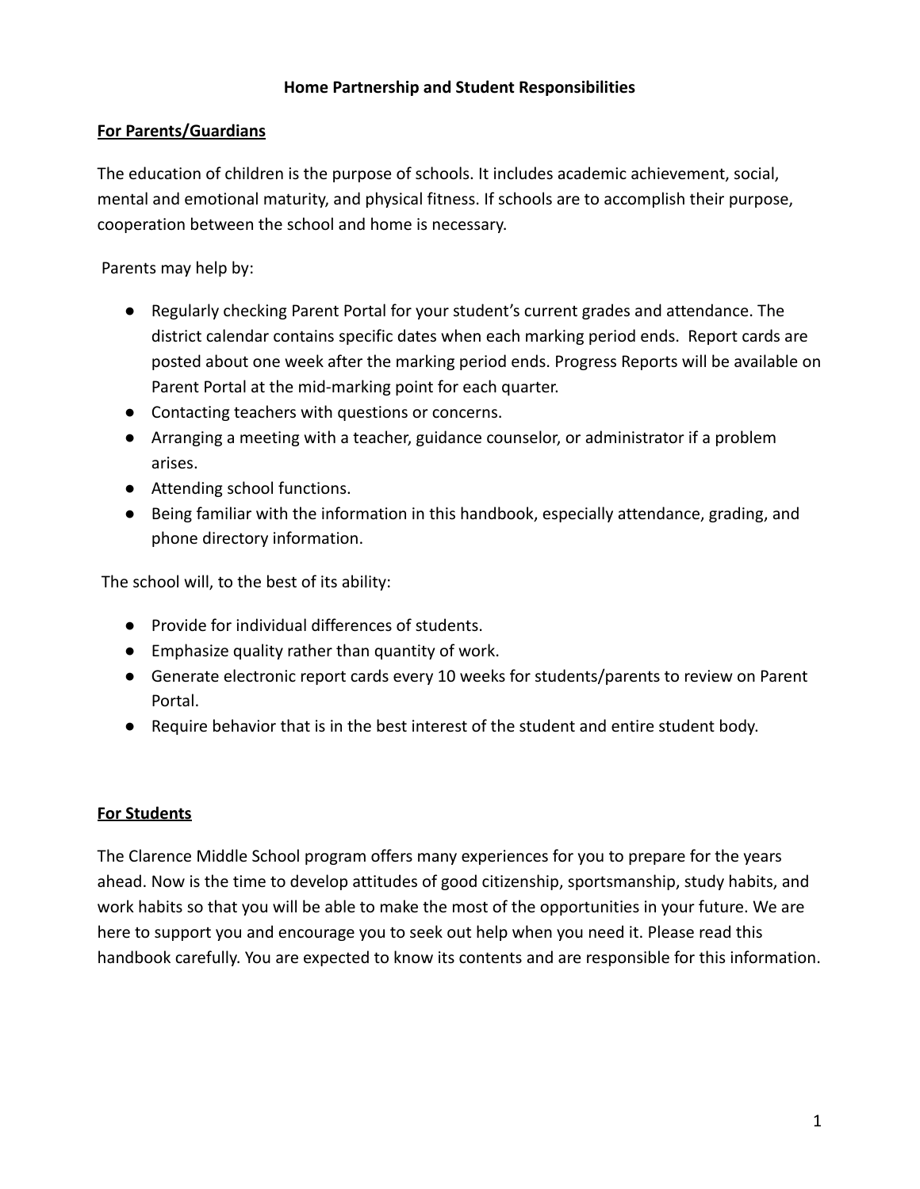# Home Partnership and Student Responsibilities

## For Parents/Guardians

The education of children is the purpose of schools. It includes academic achievement, social, mental and emotional maturity, and physical fitness. If schools are to accomplish their purpose, cooperation between the school and home is necessary.

Parents may help by:

- Regularly checking Parent Portal for your student's current grades and attendance. The district calendar contains specific dates when each marking period ends. Report cards are posted about one week after the marking period ends. Progress Reports will be available on Parent Portal at the mid-marking point for each quarter.
- Contacting teachers with questions or concerns.
- Arranging a meeting with a teacher, guidance counselor, or administrator if a problem arises.
- Attending school functions.
- Being familiar with the information in this handbook, especially attendance, grading, and phone directory information.

The school will, to the best of its ability:

- Provide for individual differences of students.
- Emphasize quality rather than quantity of work.
- Generate electronic report cards every 10 weeks for students/parents to review on Parent Portal.
- Require behavior that is in the best interest of the student and entire student body.

## For Students

The Clarence Middle School program offers many experiences for you to prepare for the years ahead. Now is the time to develop attitudes of good citizenship, sportsmanship, study habits, and work habits so that you will be able to make the most of the opportunities in your future. We are here to support you and encourage you to seek out help when you need it. Please read this handbook carefully. You are expected to know its contents and are responsible for this information.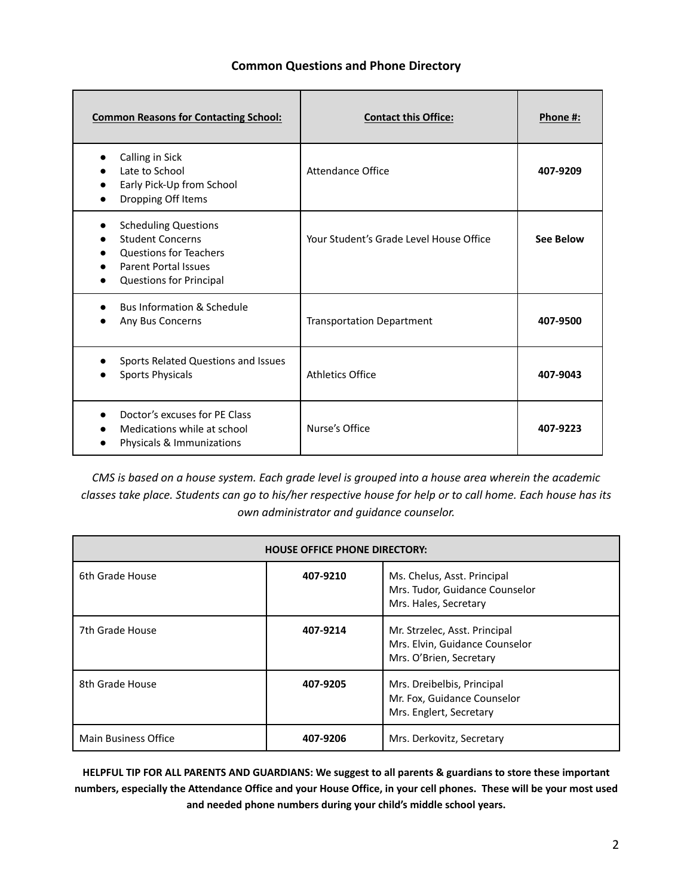## Common Questions and Phone Directory

| Common Reasons for Contacting School: | Contact this Office: | Phone #: |
|---|---|---|
| • Calling in Sick<br>• Late to School<br>• Early Pick-Up from School<br>• Dropping Off Items | Attendance Office | **407-9209** |
| • Scheduling Questions<br>• Student Concerns<br>• Questions for Teachers<br>• Parent Portal Issues<br>• Questions for Principal | Your Student's Grade Level House Office | **See Below** |
| • Bus Information & Schedule<br>• Any Bus Concerns | Transportation Department | **407-9500** |
| • Sports Related Questions and Issues<br>• Sports Physicals | Athletics Office | **407-9043** |
| • Doctor's excuses for PE Class<br>• Medications while at school<br>• Physicals & Immunizations | Nurse's Office | **407-9223** |

*CMS is based on a house system. Each grade level is grouped into a house area wherein the academic classes take place. Students can go to his/her respective house for help or to call home. Each house has its own administrator and guidance counselor.*

| HOUSE OFFICE PHONE DIRECTORY: | | |
|---|---|---|
| 6th Grade House | **407-9210** | Ms. Chelus, Asst. Principal<br>Mrs. Tudor, Guidance Counselor<br>Mrs. Hales, Secretary |
| 7th Grade House | **407-9214** | Mr. Strzelec, Asst. Principal<br>Mrs. Elvin, Guidance Counselor<br>Mrs. O'Brien, Secretary |
| 8th Grade House | **407-9205** | Mrs. Dreibelbis, Principal<br>Mr. Fox, Guidance Counselor<br>Mrs. Englert, Secretary |
| Main Business Office | **407-9206** | Mrs. Derkovitz, Secretary |

**HELPFUL TIP FOR ALL PARENTS AND GUARDIANS: We suggest to all parents & guardians to store these important numbers, especially the Attendance Office and your House Office, in your cell phones. These will be your most used and needed phone numbers during your child's middle school years.**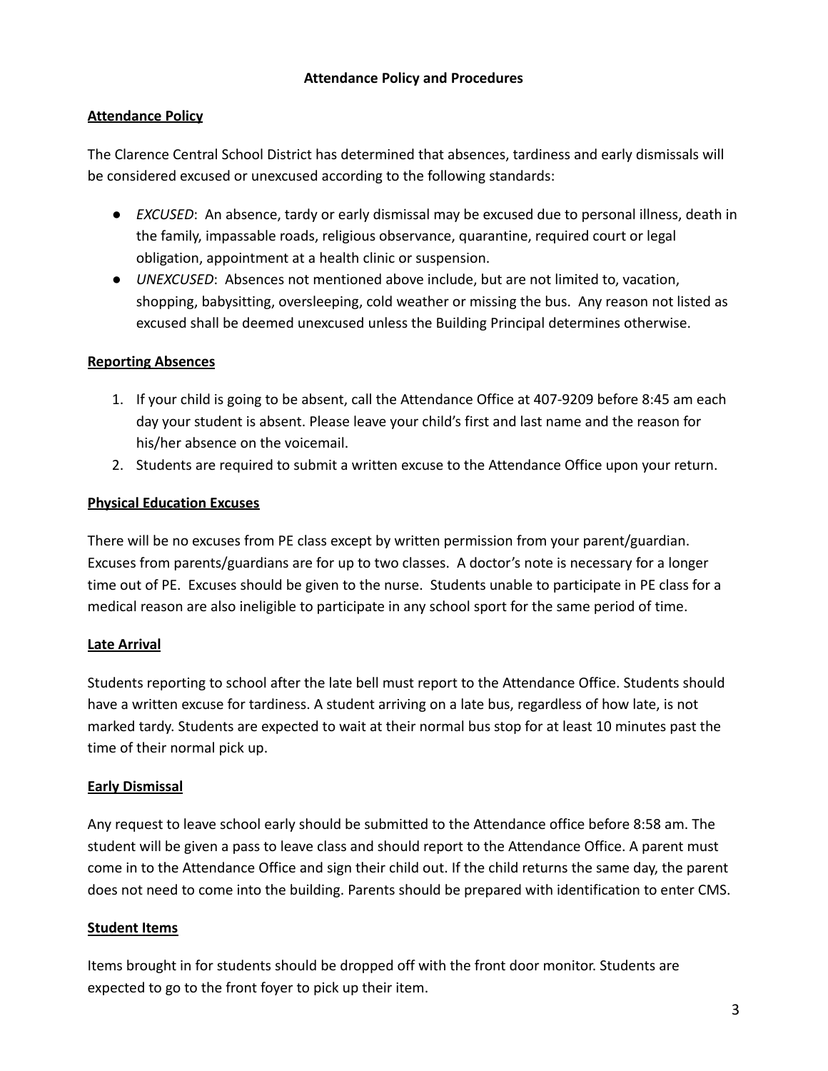# Attendance Policy and Procedures

## Attendance Policy

The Clarence Central School District has determined that absences, tardiness and early dismissals will be considered excused or unexcused according to the following standards:

- *EXCUSED*: An absence, tardy or early dismissal may be excused due to personal illness, death in the family, impassable roads, religious observance, quarantine, required court or legal obligation, appointment at a health clinic or suspension.
- *UNEXCUSED*: Absences not mentioned above include, but are not limited to, vacation, shopping, babysitting, oversleeping, cold weather or missing the bus. Any reason not listed as excused shall be deemed unexcused unless the Building Principal determines otherwise.

## Reporting Absences

1. If your child is going to be absent, call the Attendance Office at 407-9209 before 8:45 am each day your student is absent. Please leave your child's first and last name and the reason for his/her absence on the voicemail.
2. Students are required to submit a written excuse to the Attendance Office upon your return.

## Physical Education Excuses

There will be no excuses from PE class except by written permission from your parent/guardian. Excuses from parents/guardians are for up to two classes. A doctor's note is necessary for a longer time out of PE. Excuses should be given to the nurse. Students unable to participate in PE class for a medical reason are also ineligible to participate in any school sport for the same period of time.

## Late Arrival

Students reporting to school after the late bell must report to the Attendance Office. Students should have a written excuse for tardiness. A student arriving on a late bus, regardless of how late, is not marked tardy. Students are expected to wait at their normal bus stop for at least 10 minutes past the time of their normal pick up.

## Early Dismissal

Any request to leave school early should be submitted to the Attendance office before 8:58 am. The student will be given a pass to leave class and should report to the Attendance Office. A parent must come in to the Attendance Office and sign their child out. If the child returns the same day, the parent does not need to come into the building. Parents should be prepared with identification to enter CMS.

## Student Items

Items brought in for students should be dropped off with the front door monitor. Students are expected to go to the front foyer to pick up their item.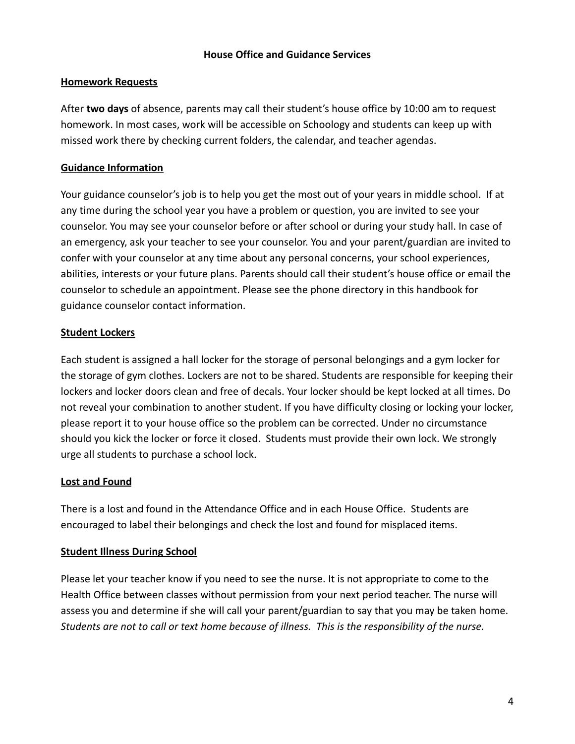## House Office and Guidance Services

### Homework Requests

After **two days** of absence, parents may call their student's house office by 10:00 am to request homework. In most cases, work will be accessible on Schoology and students can keep up with missed work there by checking current folders, the calendar, and teacher agendas.

### Guidance Information

Your guidance counselor's job is to help you get the most out of your years in middle school. If at any time during the school year you have a problem or question, you are invited to see your counselor. You may see your counselor before or after school or during your study hall. In case of an emergency, ask your teacher to see your counselor. You and your parent/guardian are invited to confer with your counselor at any time about any personal concerns, your school experiences, abilities, interests or your future plans. Parents should call their student's house office or email the counselor to schedule an appointment. Please see the phone directory in this handbook for guidance counselor contact information.

### Student Lockers

Each student is assigned a hall locker for the storage of personal belongings and a gym locker for the storage of gym clothes. Lockers are not to be shared. Students are responsible for keeping their lockers and locker doors clean and free of decals. Your locker should be kept locked at all times. Do not reveal your combination to another student. If you have difficulty closing or locking your locker, please report it to your house office so the problem can be corrected. Under no circumstance should you kick the locker or force it closed. Students must provide their own lock. We strongly urge all students to purchase a school lock.

### Lost and Found

There is a lost and found in the Attendance Office and in each House Office. Students are encouraged to label their belongings and check the lost and found for misplaced items.

### Student Illness During School

Please let your teacher know if you need to see the nurse. It is not appropriate to come to the Health Office between classes without permission from your next period teacher. The nurse will assess you and determine if she will call your parent/guardian to say that you may be taken home. *Students are not to call or text home because of illness. This is the responsibility of the nurse.*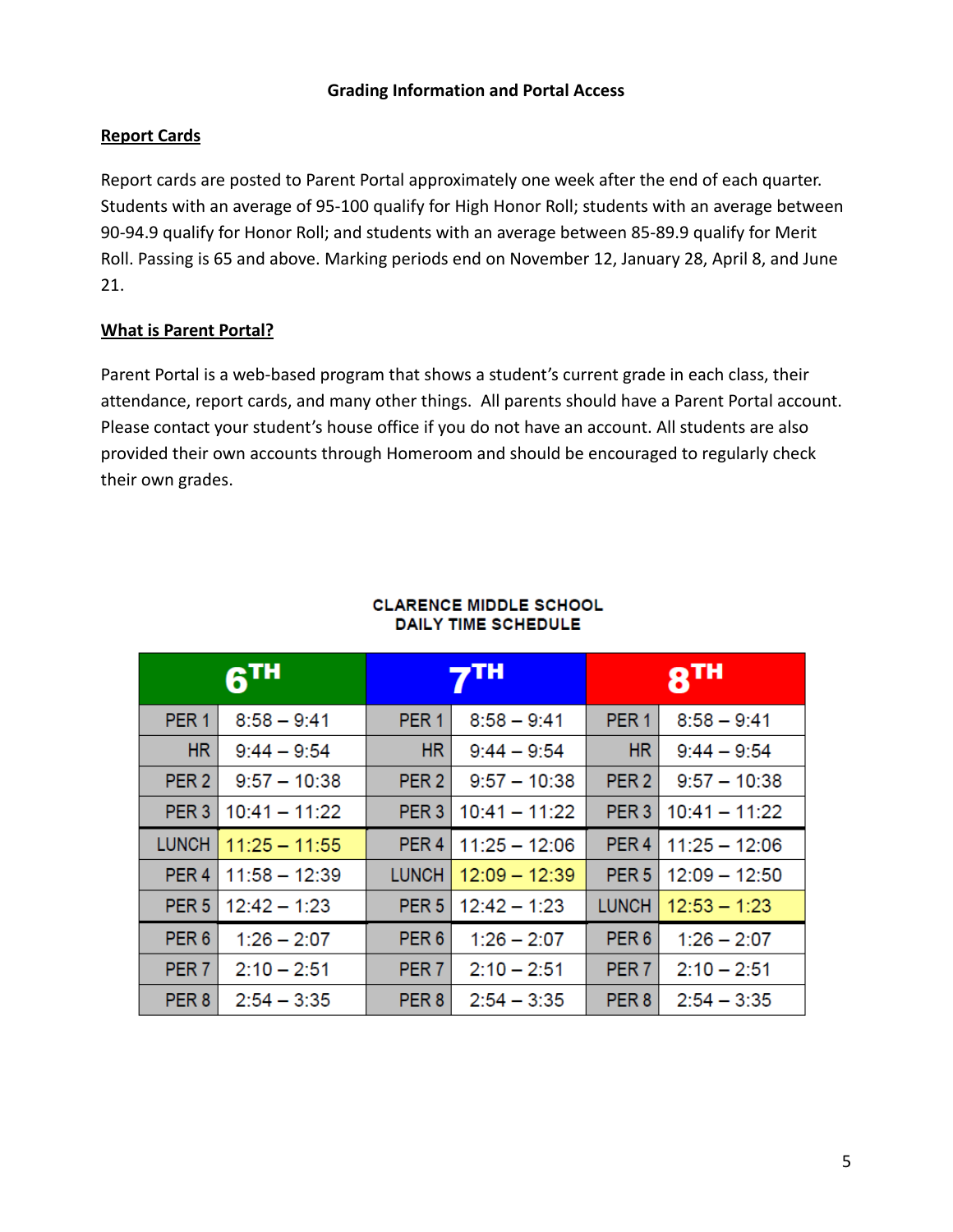## Grading Information and Portal Access

### Report Cards

Report cards are posted to Parent Portal approximately one week after the end of each quarter. Students with an average of 95-100 qualify for High Honor Roll; students with an average between 90-94.9 qualify for Honor Roll; and students with an average between 85-89.9 qualify for Merit Roll. Passing is 65 and above. Marking periods end on November 12, January 28, April 8, and June 21.

### What is Parent Portal?

Parent Portal is a web-based program that shows a student's current grade in each class, their attendance, report cards, and many other things. All parents should have a Parent Portal account. Please contact your student's house office if you do not have an account. All students are also provided their own accounts through Homeroom and should be encouraged to regularly check their own grades.

**CLARENCE MIDDLE SCHOOL**
**DAILY TIME SCHEDULE**

| 6TH | | 7TH | | 8TH | |
|---|---|---|---|---|---|
| PER 1 | 8:58 – 9:41 | PER 1 | 8:58 – 9:41 | PER 1 | 8:58 – 9:41 |
| HR | 9:44 – 9:54 | HR | 9:44 – 9:54 | HR | 9:44 – 9:54 |
| PER 2 | 9:57 – 10:38 | PER 2 | 9:57 – 10:38 | PER 2 | 9:57 – 10:38 |
| PER 3 | 10:41 – 11:22 | PER 3 | 10:41 – 11:22 | PER 3 | 10:41 – 11:22 |
| LUNCH | 11:25 – 11:55 | PER 4 | 11:25 – 12:06 | PER 4 | 11:25 – 12:06 |
| PER 4 | 11:58 – 12:39 | LUNCH | 12:09 – 12:39 | PER 5 | 12:09 – 12:50 |
| PER 5 | 12:42 – 1:23 | PER 5 | 12:42 – 1:23 | LUNCH | 12:53 – 1:23 |
| PER 6 | 1:26 – 2:07 | PER 6 | 1:26 – 2:07 | PER 6 | 1:26 – 2:07 |
| PER 7 | 2:10 – 2:51 | PER 7 | 2:10 – 2:51 | PER 7 | 2:10 – 2:51 |
| PER 8 | 2:54 – 3:35 | PER 8 | 2:54 – 3:35 | PER 8 | 2:54 – 3:35 |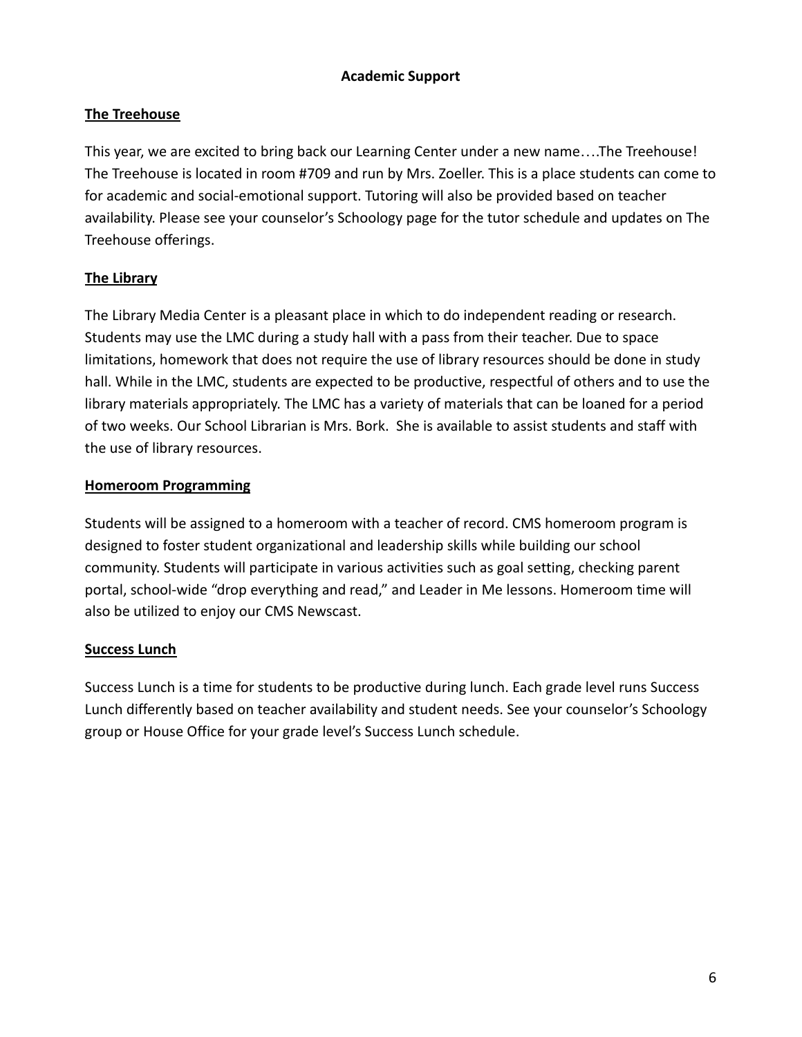# Academic Support

## The Treehouse

This year, we are excited to bring back our Learning Center under a new name….The Treehouse! The Treehouse is located in room #709 and run by Mrs. Zoeller. This is a place students can come to for academic and social-emotional support. Tutoring will also be provided based on teacher availability. Please see your counselor's Schoology page for the tutor schedule and updates on The Treehouse offerings.

## The Library

The Library Media Center is a pleasant place in which to do independent reading or research. Students may use the LMC during a study hall with a pass from their teacher. Due to space limitations, homework that does not require the use of library resources should be done in study hall. While in the LMC, students are expected to be productive, respectful of others and to use the library materials appropriately. The LMC has a variety of materials that can be loaned for a period of two weeks. Our School Librarian is Mrs. Bork. She is available to assist students and staff with the use of library resources.

## Homeroom Programming

Students will be assigned to a homeroom with a teacher of record. CMS homeroom program is designed to foster student organizational and leadership skills while building our school community. Students will participate in various activities such as goal setting, checking parent portal, school-wide "drop everything and read," and Leader in Me lessons. Homeroom time will also be utilized to enjoy our CMS Newscast.

## Success Lunch

Success Lunch is a time for students to be productive during lunch. Each grade level runs Success Lunch differently based on teacher availability and student needs. See your counselor's Schoology group or House Office for your grade level's Success Lunch schedule.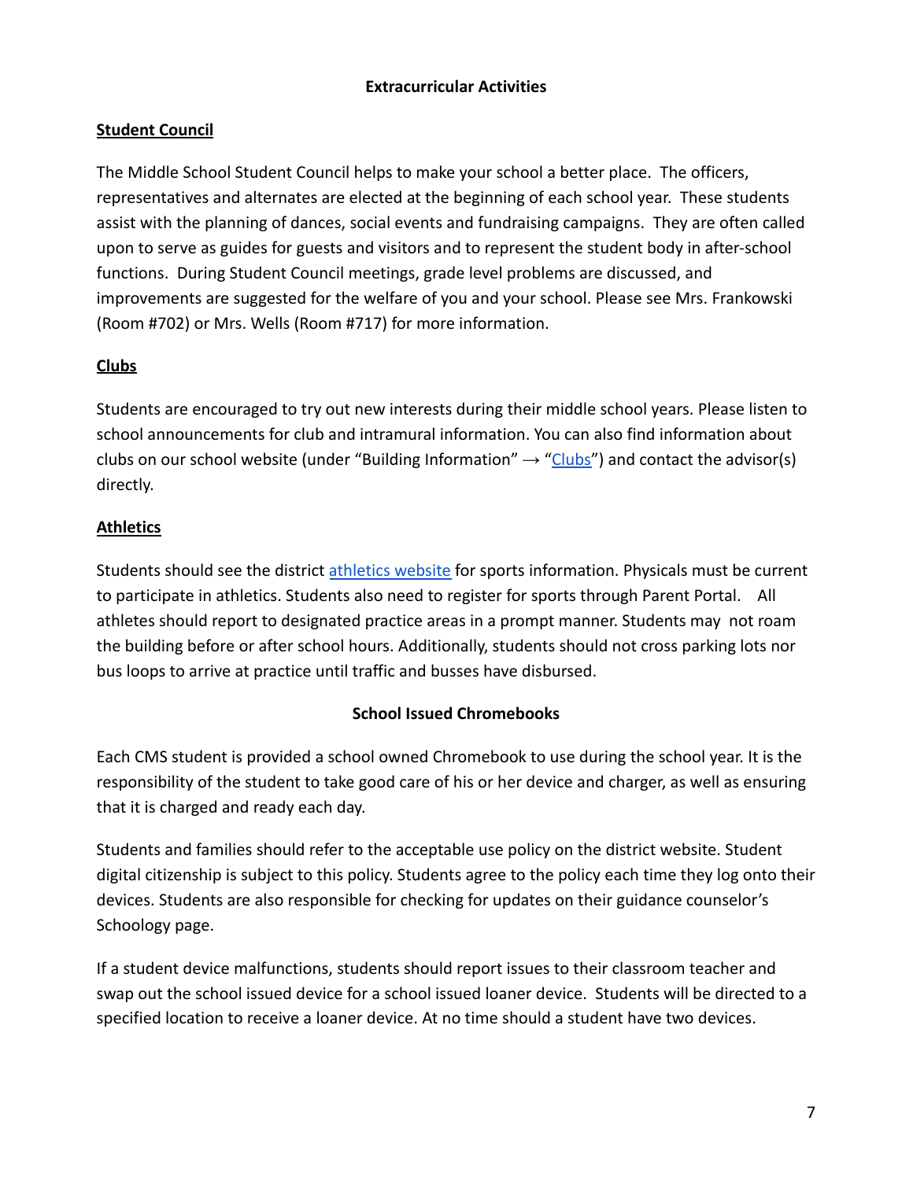## Extracurricular Activities

### Student Council

The Middle School Student Council helps to make your school a better place. The officers, representatives and alternates are elected at the beginning of each school year. These students assist with the planning of dances, social events and fundraising campaigns. They are often called upon to serve as guides for guests and visitors and to represent the student body in after-school functions. During Student Council meetings, grade level problems are discussed, and improvements are suggested for the welfare of you and your school. Please see Mrs. Frankowski (Room #702) or Mrs. Wells (Room #717) for more information.

### Clubs

Students are encouraged to try out new interests during their middle school years. Please listen to school announcements for club and intramural information. You can also find information about clubs on our school website (under "Building Information" → "Clubs") and contact the advisor(s) directly.

### Athletics

Students should see the district athletics website for sports information. Physicals must be current to participate in athletics. Students also need to register for sports through Parent Portal. All athletes should report to designated practice areas in a prompt manner. Students may not roam the building before or after school hours. Additionally, students should not cross parking lots nor bus loops to arrive at practice until traffic and busses have disbursed.

## School Issued Chromebooks

Each CMS student is provided a school owned Chromebook to use during the school year. It is the responsibility of the student to take good care of his or her device and charger, as well as ensuring that it is charged and ready each day.

Students and families should refer to the acceptable use policy on the district website. Student digital citizenship is subject to this policy. Students agree to the policy each time they log onto their devices. Students are also responsible for checking for updates on their guidance counselor's Schoology page.

If a student device malfunctions, students should report issues to their classroom teacher and swap out the school issued device for a school issued loaner device. Students will be directed to a specified location to receive a loaner device. At no time should a student have two devices.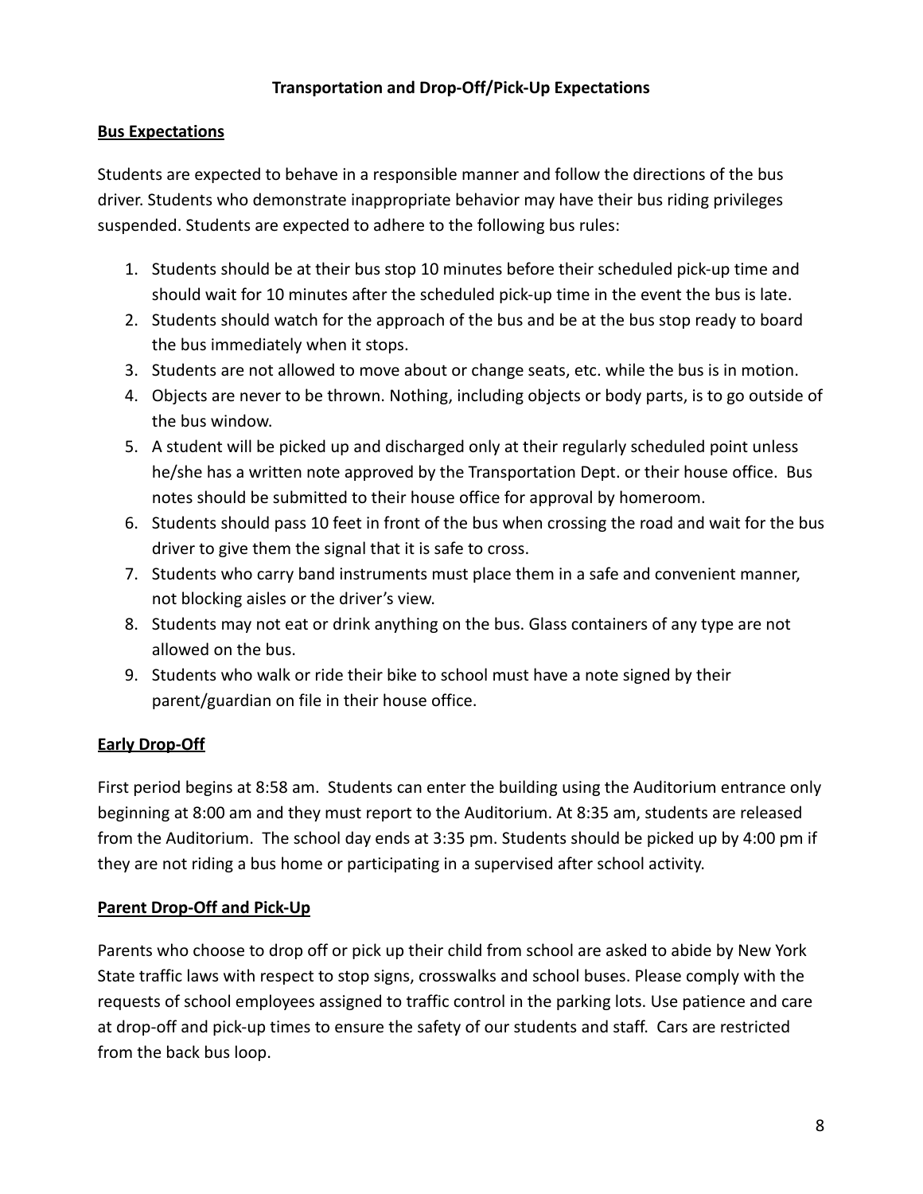# Transportation and Drop-Off/Pick-Up Expectations

## Bus Expectations

Students are expected to behave in a responsible manner and follow the directions of the bus driver. Students who demonstrate inappropriate behavior may have their bus riding privileges suspended. Students are expected to adhere to the following bus rules:

1. Students should be at their bus stop 10 minutes before their scheduled pick-up time and should wait for 10 minutes after the scheduled pick-up time in the event the bus is late.
2. Students should watch for the approach of the bus and be at the bus stop ready to board the bus immediately when it stops.
3. Students are not allowed to move about or change seats, etc. while the bus is in motion.
4. Objects are never to be thrown. Nothing, including objects or body parts, is to go outside of the bus window.
5. A student will be picked up and discharged only at their regularly scheduled point unless he/she has a written note approved by the Transportation Dept. or their house office. Bus notes should be submitted to their house office for approval by homeroom.
6. Students should pass 10 feet in front of the bus when crossing the road and wait for the bus driver to give them the signal that it is safe to cross.
7. Students who carry band instruments must place them in a safe and convenient manner, not blocking aisles or the driver's view.
8. Students may not eat or drink anything on the bus. Glass containers of any type are not allowed on the bus.
9. Students who walk or ride their bike to school must have a note signed by their parent/guardian on file in their house office.

## Early Drop-Off

First period begins at 8:58 am. Students can enter the building using the Auditorium entrance only beginning at 8:00 am and they must report to the Auditorium. At 8:35 am, students are released from the Auditorium. The school day ends at 3:35 pm. Students should be picked up by 4:00 pm if they are not riding a bus home or participating in a supervised after school activity.

## Parent Drop-Off and Pick-Up

Parents who choose to drop off or pick up their child from school are asked to abide by New York State traffic laws with respect to stop signs, crosswalks and school buses. Please comply with the requests of school employees assigned to traffic control in the parking lots. Use patience and care at drop-off and pick-up times to ensure the safety of our students and staff. Cars are restricted from the back bus loop.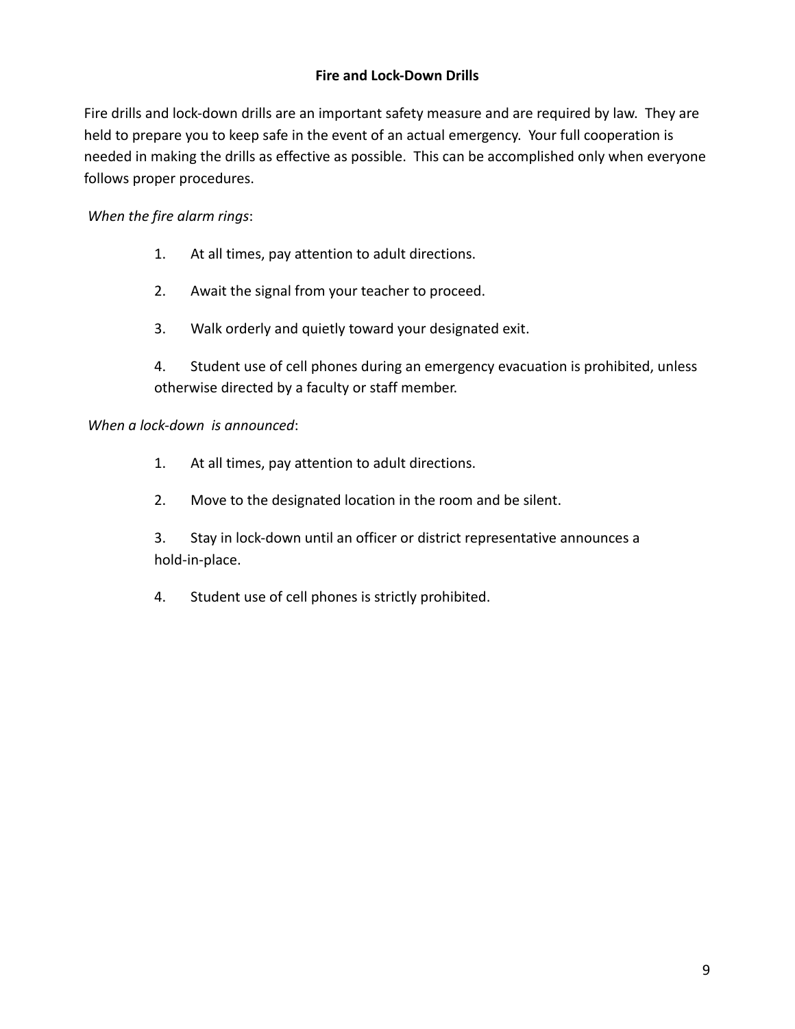## Fire and Lock-Down Drills

Fire drills and lock-down drills are an important safety measure and are required by law. They are held to prepare you to keep safe in the event of an actual emergency. Your full cooperation is needed in making the drills as effective as possible. This can be accomplished only when everyone follows proper procedures.

*When the fire alarm rings*:

1. At all times, pay attention to adult directions.
2. Await the signal from your teacher to proceed.
3. Walk orderly and quietly toward your designated exit.
4. Student use of cell phones during an emergency evacuation is prohibited, unless otherwise directed by a faculty or staff member.

*When a lock-down is announced*:

1. At all times, pay attention to adult directions.
2. Move to the designated location in the room and be silent.
3. Stay in lock-down until an officer or district representative announces a hold-in-place.
4. Student use of cell phones is strictly prohibited.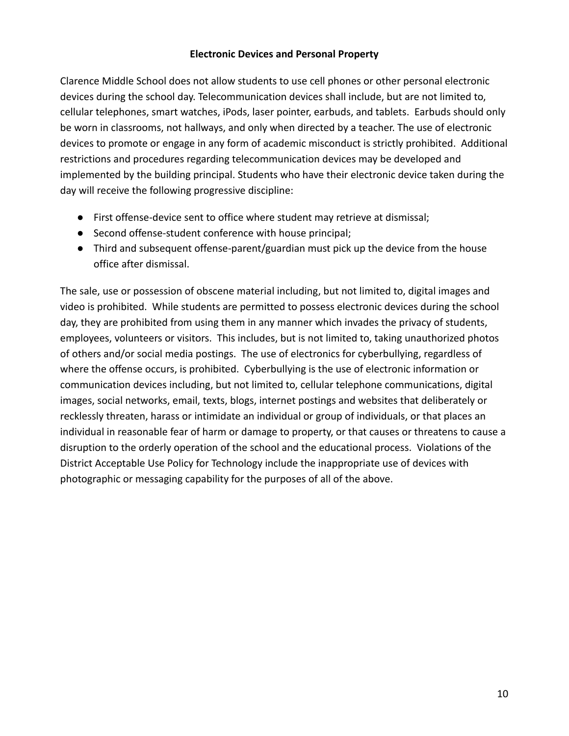**Electronic Devices and Personal Property**

Clarence Middle School does not allow students to use cell phones or other personal electronic devices during the school day. Telecommunication devices shall include, but are not limited to, cellular telephones, smart watches, iPods, laser pointer, earbuds, and tablets. Earbuds should only be worn in classrooms, not hallways, and only when directed by a teacher. The use of electronic devices to promote or engage in any form of academic misconduct is strictly prohibited. Additional restrictions and procedures regarding telecommunication devices may be developed and implemented by the building principal. Students who have their electronic device taken during the day will receive the following progressive discipline:

- First offense-device sent to office where student may retrieve at dismissal;
- Second offense-student conference with house principal;
- Third and subsequent offense-parent/guardian must pick up the device from the house office after dismissal.

The sale, use or possession of obscene material including, but not limited to, digital images and video is prohibited. While students are permitted to possess electronic devices during the school day, they are prohibited from using them in any manner which invades the privacy of students, employees, volunteers or visitors. This includes, but is not limited to, taking unauthorized photos of others and/or social media postings. The use of electronics for cyberbullying, regardless of where the offense occurs, is prohibited. Cyberbullying is the use of electronic information or communication devices including, but not limited to, cellular telephone communications, digital images, social networks, email, texts, blogs, internet postings and websites that deliberately or recklessly threaten, harass or intimidate an individual or group of individuals, or that places an individual in reasonable fear of harm or damage to property, or that causes or threatens to cause a disruption to the orderly operation of the school and the educational process. Violations of the District Acceptable Use Policy for Technology include the inappropriate use of devices with photographic or messaging capability for the purposes of all of the above.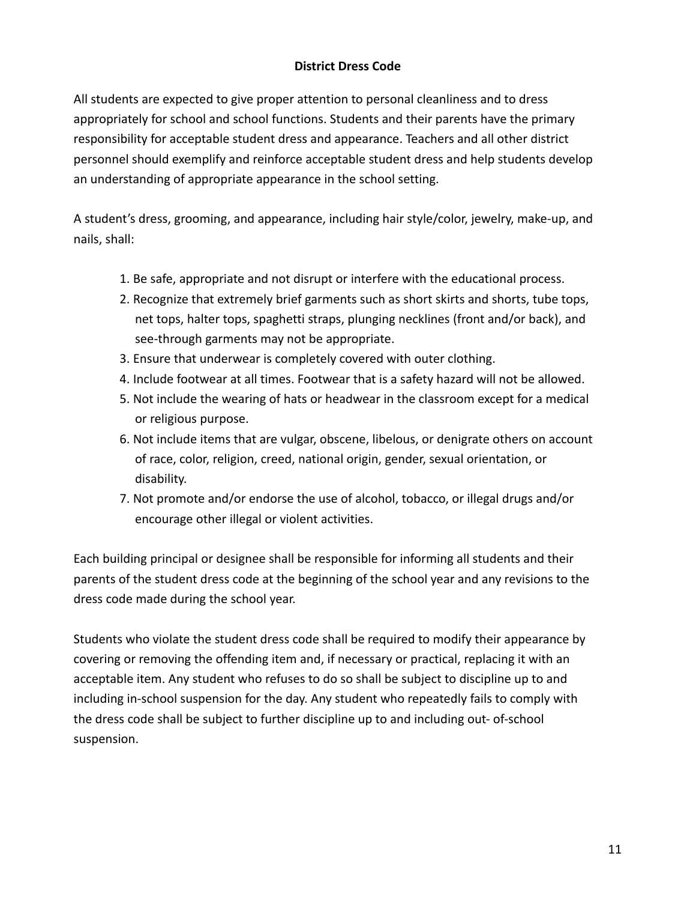## District Dress Code

All students are expected to give proper attention to personal cleanliness and to dress appropriately for school and school functions. Students and their parents have the primary responsibility for acceptable student dress and appearance. Teachers and all other district personnel should exemplify and reinforce acceptable student dress and help students develop an understanding of appropriate appearance in the school setting.

A student's dress, grooming, and appearance, including hair style/color, jewelry, make-up, and nails, shall:

1. Be safe, appropriate and not disrupt or interfere with the educational process.
2. Recognize that extremely brief garments such as short skirts and shorts, tube tops, net tops, halter tops, spaghetti straps, plunging necklines (front and/or back), and see-through garments may not be appropriate.
3. Ensure that underwear is completely covered with outer clothing.
4. Include footwear at all times. Footwear that is a safety hazard will not be allowed.
5. Not include the wearing of hats or headwear in the classroom except for a medical or religious purpose.
6. Not include items that are vulgar, obscene, libelous, or denigrate others on account of race, color, religion, creed, national origin, gender, sexual orientation, or disability.
7. Not promote and/or endorse the use of alcohol, tobacco, or illegal drugs and/or encourage other illegal or violent activities.

Each building principal or designee shall be responsible for informing all students and their parents of the student dress code at the beginning of the school year and any revisions to the dress code made during the school year.

Students who violate the student dress code shall be required to modify their appearance by covering or removing the offending item and, if necessary or practical, replacing it with an acceptable item. Any student who refuses to do so shall be subject to discipline up to and including in-school suspension for the day. Any student who repeatedly fails to comply with the dress code shall be subject to further discipline up to and including out- of-school suspension.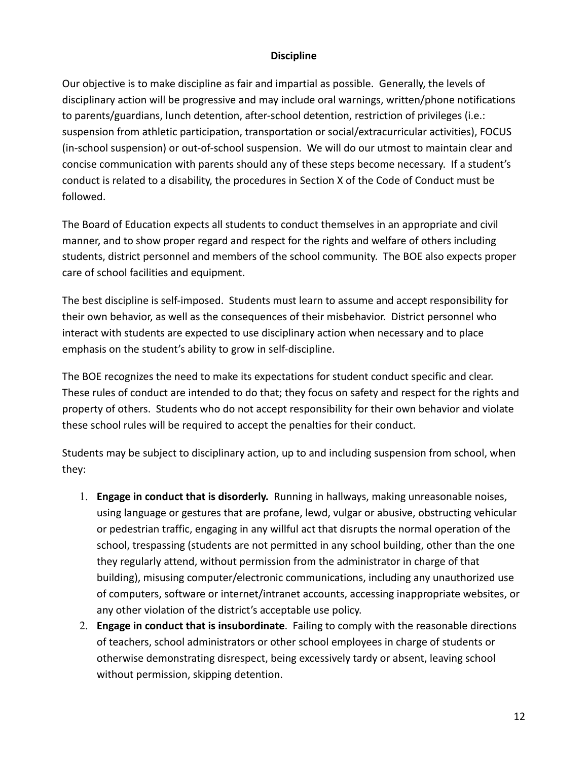## Discipline

Our objective is to make discipline as fair and impartial as possible. Generally, the levels of disciplinary action will be progressive and may include oral warnings, written/phone notifications to parents/guardians, lunch detention, after-school detention, restriction of privileges (i.e.: suspension from athletic participation, transportation or social/extracurricular activities), FOCUS (in-school suspension) or out-of-school suspension. We will do our utmost to maintain clear and concise communication with parents should any of these steps become necessary. If a student's conduct is related to a disability, the procedures in Section X of the Code of Conduct must be followed.

The Board of Education expects all students to conduct themselves in an appropriate and civil manner, and to show proper regard and respect for the rights and welfare of others including students, district personnel and members of the school community. The BOE also expects proper care of school facilities and equipment.

The best discipline is self-imposed. Students must learn to assume and accept responsibility for their own behavior, as well as the consequences of their misbehavior. District personnel who interact with students are expected to use disciplinary action when necessary and to place emphasis on the student's ability to grow in self-discipline.

The BOE recognizes the need to make its expectations for student conduct specific and clear. These rules of conduct are intended to do that; they focus on safety and respect for the rights and property of others. Students who do not accept responsibility for their own behavior and violate these school rules will be required to accept the penalties for their conduct.

Students may be subject to disciplinary action, up to and including suspension from school, when they:

1. **Engage in conduct that is disorderly.** Running in hallways, making unreasonable noises, using language or gestures that are profane, lewd, vulgar or abusive, obstructing vehicular or pedestrian traffic, engaging in any willful act that disrupts the normal operation of the school, trespassing (students are not permitted in any school building, other than the one they regularly attend, without permission from the administrator in charge of that building), misusing computer/electronic communications, including any unauthorized use of computers, software or internet/intranet accounts, accessing inappropriate websites, or any other violation of the district's acceptable use policy.
2. **Engage in conduct that is insubordinate**. Failing to comply with the reasonable directions of teachers, school administrators or other school employees in charge of students or otherwise demonstrating disrespect, being excessively tardy or absent, leaving school without permission, skipping detention.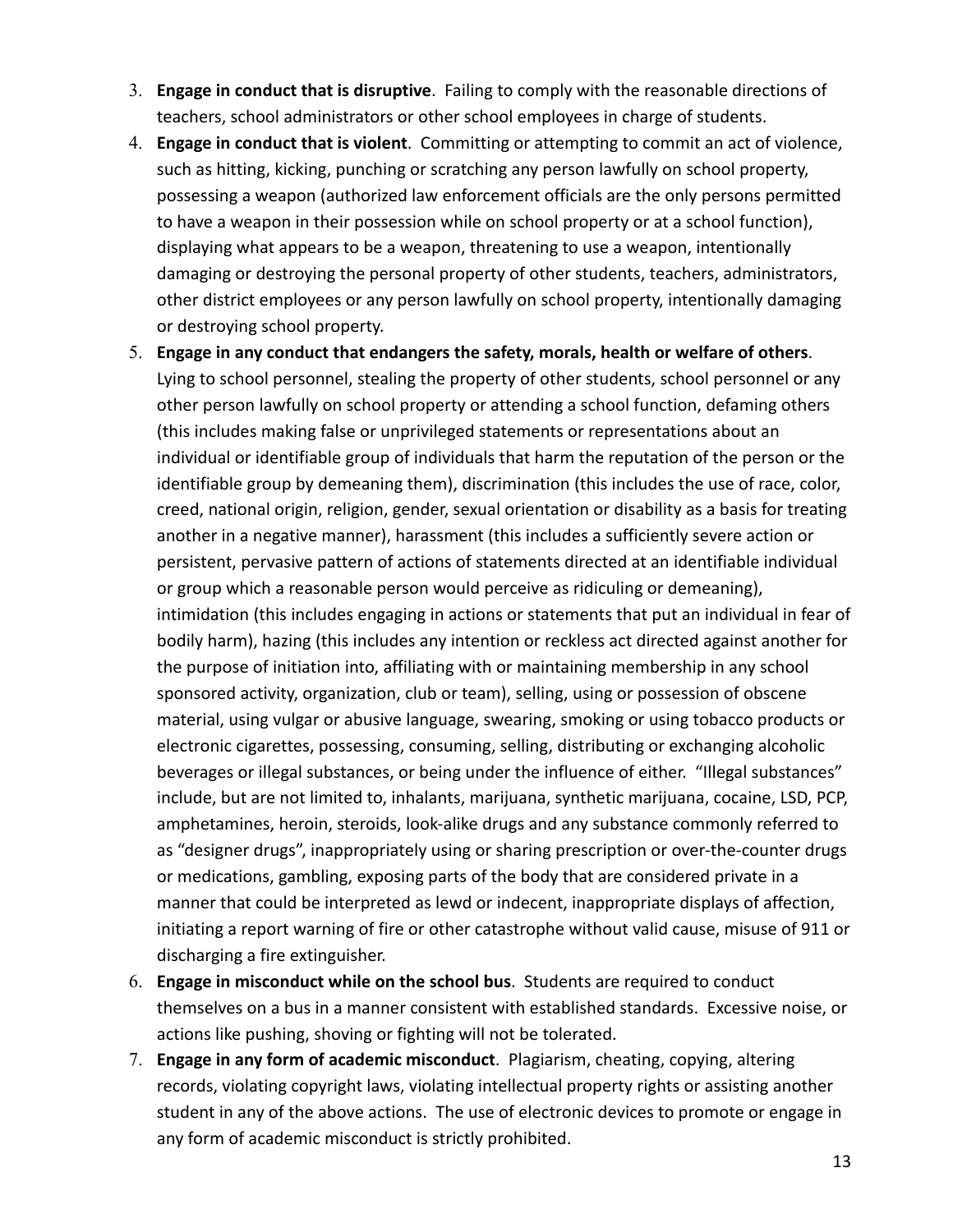3. **Engage in conduct that is disruptive**. Failing to comply with the reasonable directions of teachers, school administrators or other school employees in charge of students.
4. **Engage in conduct that is violent**. Committing or attempting to commit an act of violence, such as hitting, kicking, punching or scratching any person lawfully on school property, possessing a weapon (authorized law enforcement officials are the only persons permitted to have a weapon in their possession while on school property or at a school function), displaying what appears to be a weapon, threatening to use a weapon, intentionally damaging or destroying the personal property of other students, teachers, administrators, other district employees or any person lawfully on school property, intentionally damaging or destroying school property.
5. **Engage in any conduct that endangers the safety, morals, health or welfare of others**. Lying to school personnel, stealing the property of other students, school personnel or any other person lawfully on school property or attending a school function, defaming others (this includes making false or unprivileged statements or representations about an individual or identifiable group of individuals that harm the reputation of the person or the identifiable group by demeaning them), discrimination (this includes the use of race, color, creed, national origin, religion, gender, sexual orientation or disability as a basis for treating another in a negative manner), harassment (this includes a sufficiently severe action or persistent, pervasive pattern of actions of statements directed at an identifiable individual or group which a reasonable person would perceive as ridiculing or demeaning), intimidation (this includes engaging in actions or statements that put an individual in fear of bodily harm), hazing (this includes any intention or reckless act directed against another for the purpose of initiation into, affiliating with or maintaining membership in any school sponsored activity, organization, club or team), selling, using or possession of obscene material, using vulgar or abusive language, swearing, smoking or using tobacco products or electronic cigarettes, possessing, consuming, selling, distributing or exchanging alcoholic beverages or illegal substances, or being under the influence of either. "Illegal substances" include, but are not limited to, inhalants, marijuana, synthetic marijuana, cocaine, LSD, PCP, amphetamines, heroin, steroids, look-alike drugs and any substance commonly referred to as "designer drugs", inappropriately using or sharing prescription or over-the-counter drugs or medications, gambling, exposing parts of the body that are considered private in a manner that could be interpreted as lewd or indecent, inappropriate displays of affection, initiating a report warning of fire or other catastrophe without valid cause, misuse of 911 or discharging a fire extinguisher.
6. **Engage in misconduct while on the school bus**. Students are required to conduct themselves on a bus in a manner consistent with established standards. Excessive noise, or actions like pushing, shoving or fighting will not be tolerated.
7. **Engage in any form of academic misconduct**. Plagiarism, cheating, copying, altering records, violating copyright laws, violating intellectual property rights or assisting another student in any of the above actions. The use of electronic devices to promote or engage in any form of academic misconduct is strictly prohibited.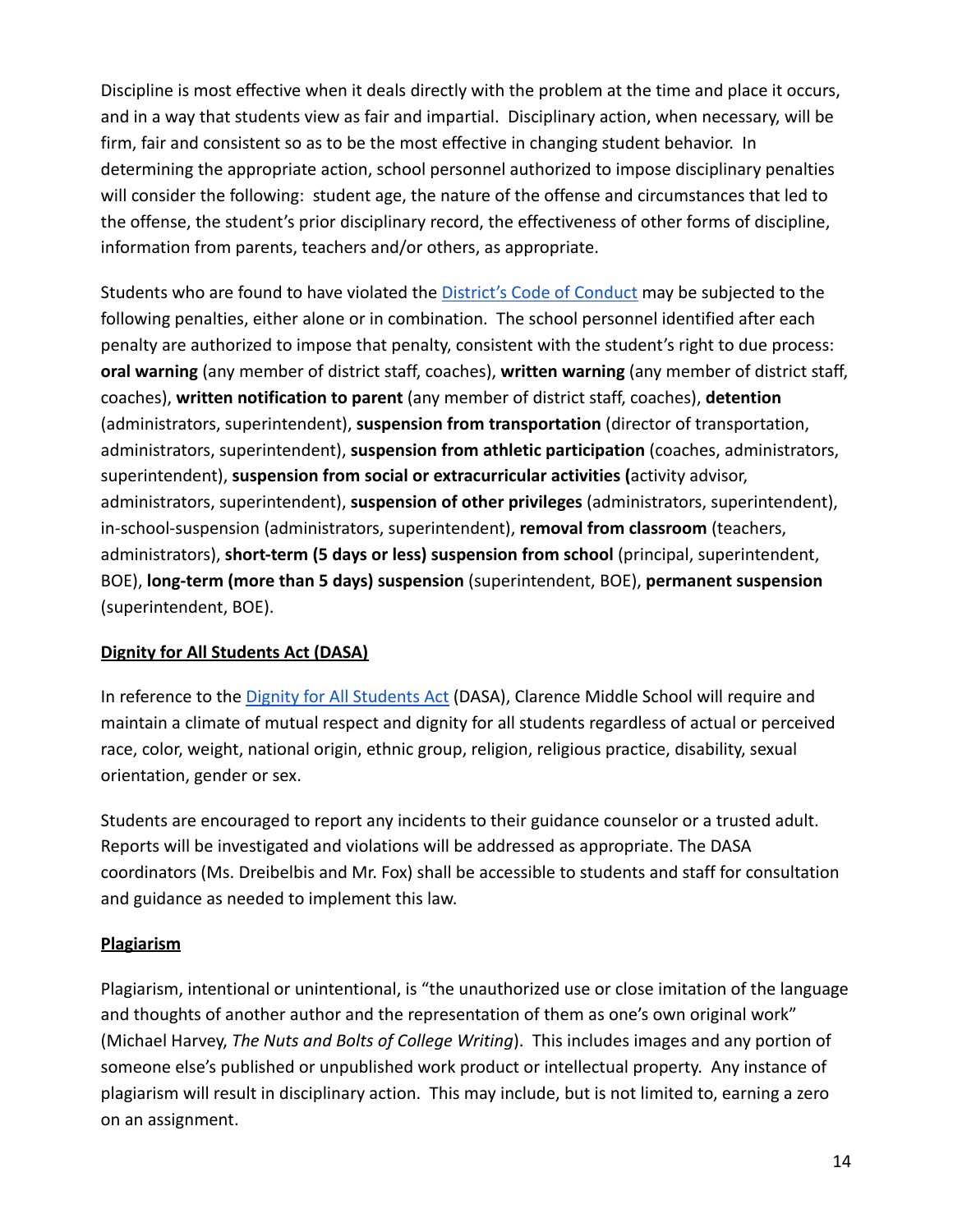Discipline is most effective when it deals directly with the problem at the time and place it occurs, and in a way that students view as fair and impartial. Disciplinary action, when necessary, will be firm, fair and consistent so as to be the most effective in changing student behavior. In determining the appropriate action, school personnel authorized to impose disciplinary penalties will consider the following: student age, the nature of the offense and circumstances that led to the offense, the student's prior disciplinary record, the effectiveness of other forms of discipline, information from parents, teachers and/or others, as appropriate.

Students who are found to have violated the District's Code of Conduct may be subjected to the following penalties, either alone or in combination. The school personnel identified after each penalty are authorized to impose that penalty, consistent with the student's right to due process: **oral warning** (any member of district staff, coaches), **written warning** (any member of district staff, coaches), **written notification to parent** (any member of district staff, coaches), **detention** (administrators, superintendent), **suspension from transportation** (director of transportation, administrators, superintendent), **suspension from athletic participation** (coaches, administrators, superintendent), **suspension from social or extracurricular activities (**activity advisor, administrators, superintendent), **suspension of other privileges** (administrators, superintendent), in-school-suspension (administrators, superintendent), **removal from classroom** (teachers, administrators), **short-term (5 days or less) suspension from school** (principal, superintendent, BOE), **long-term (more than 5 days) suspension** (superintendent, BOE), **permanent suspension** (superintendent, BOE).

## Dignity for All Students Act (DASA)

In reference to the Dignity for All Students Act (DASA), Clarence Middle School will require and maintain a climate of mutual respect and dignity for all students regardless of actual or perceived race, color, weight, national origin, ethnic group, religion, religious practice, disability, sexual orientation, gender or sex.

Students are encouraged to report any incidents to their guidance counselor or a trusted adult. Reports will be investigated and violations will be addressed as appropriate. The DASA coordinators (Ms. Dreibelbis and Mr. Fox) shall be accessible to students and staff for consultation and guidance as needed to implement this law.

## Plagiarism

Plagiarism, intentional or unintentional, is "the unauthorized use or close imitation of the language and thoughts of another author and the representation of them as one's own original work" (Michael Harvey, *The Nuts and Bolts of College Writing*). This includes images and any portion of someone else's published or unpublished work product or intellectual property. Any instance of plagiarism will result in disciplinary action. This may include, but is not limited to, earning a zero on an assignment.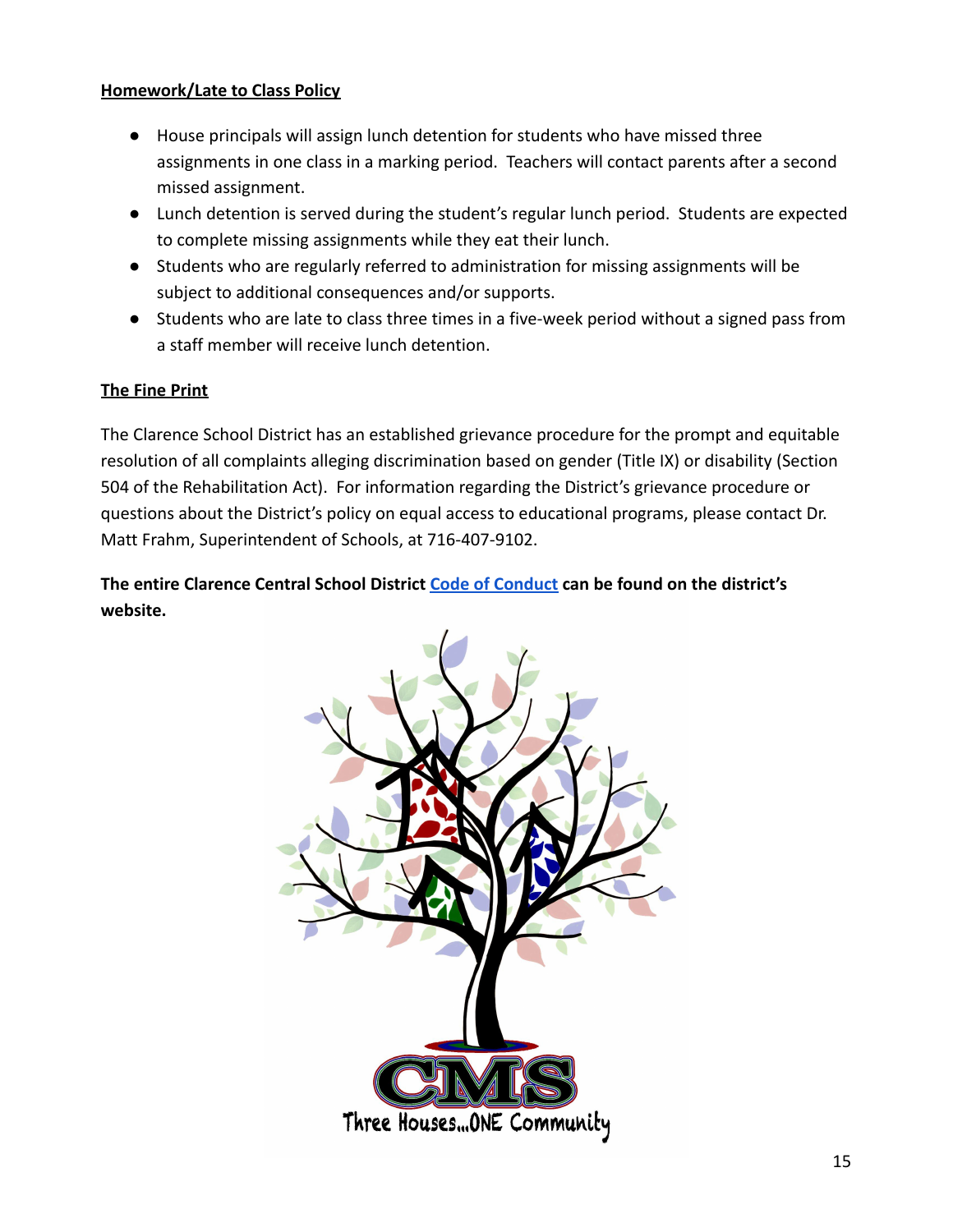**Homework/Late to Class Policy**

- House principals will assign lunch detention for students who have missed three assignments in one class in a marking period. Teachers will contact parents after a second missed assignment.
- Lunch detention is served during the student's regular lunch period. Students are expected to complete missing assignments while they eat their lunch.
- Students who are regularly referred to administration for missing assignments will be subject to additional consequences and/or supports.
- Students who are late to class three times in a five-week period without a signed pass from a staff member will receive lunch detention.

**The Fine Print**

The Clarence School District has an established grievance procedure for the prompt and equitable resolution of all complaints alleging discrimination based on gender (Title IX) or disability (Section 504 of the Rehabilitation Act). For information regarding the District's grievance procedure or questions about the District's policy on equal access to educational programs, please contact Dr. Matt Frahm, Superintendent of Schools, at 716-407-9102.

**The entire Clarence Central School District Code of Conduct can be found on the district's website.**

CMS

Three Houses...ONE Community